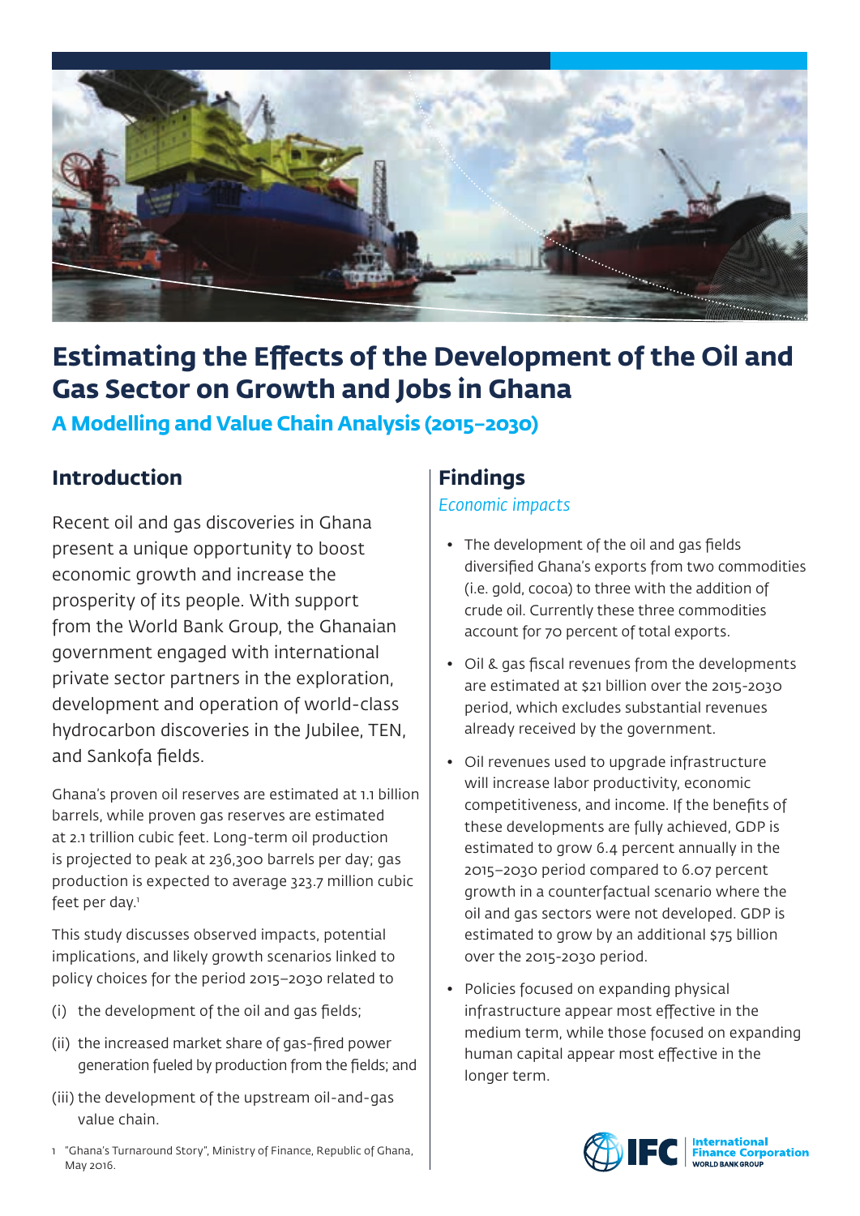# Estimating the Effects of the Development of the Oil and Gas Sector on Growth and Jobs in Ghana

## A Modelling and Value Chain Analysis (2015–2030)

## Introduction

Recent oil and gas discoveries in Ghana present a unique opportunity to boost economic growth and increase the prosperity of its people. With support from the World Bank Group, the Ghanaian government engaged with international private sector partners in the exploration, development and operation of world-class hydrocarbon discoveries in the Jubilee, TEN, and Sankofa fields.

Ghana's proven oil reserves are estimated at 1.1 billion barrels, while proven gas reserves are estimated at 2.1 trillion cubic feet. Long-term oil production is projected to peak at 236,300 barrels per day; gas production is expected to average 323.7 million cubic feet per day.[1]

This study discusses observed impacts, potential implications, and likely growth scenarios linked to policy choices for the period 2015–2030 related to

(i) the development of the oil and gas fields;

(ii) the increased market share of gas-fired power generation fueled by production from the fields; and

(iii) the development of the upstream oil-and-gas value chain.

[1] "Ghana's Turnaround Story", Ministry of Finance, Republic of Ghana, May 2016.

## Findings

*Economic impacts*

- The development of the oil and gas fields diversified Ghana's exports from two commodities (i.e. gold, cocoa) to three with the addition of crude oil. Currently these three commodities account for 70 percent of total exports.
- Oil & gas fiscal revenues from the developments are estimated at $21 billion over the 2015-2030 period, which excludes substantial revenues already received by the government.
- Oil revenues used to upgrade infrastructure will increase labor productivity, economic competitiveness, and income. If the benefits of these developments are fully achieved, GDP is estimated to grow 6.4 percent annually in the 2015–2030 period compared to 6.07 percent growth in a counterfactual scenario where the oil and gas sectors were not developed. GDP is estimated to grow by an additional $75 billion over the 2015-2030 period.
- Policies focused on expanding physical infrastructure appear most effective in the medium term, while those focused on expanding human capital appear most effective in the longer term.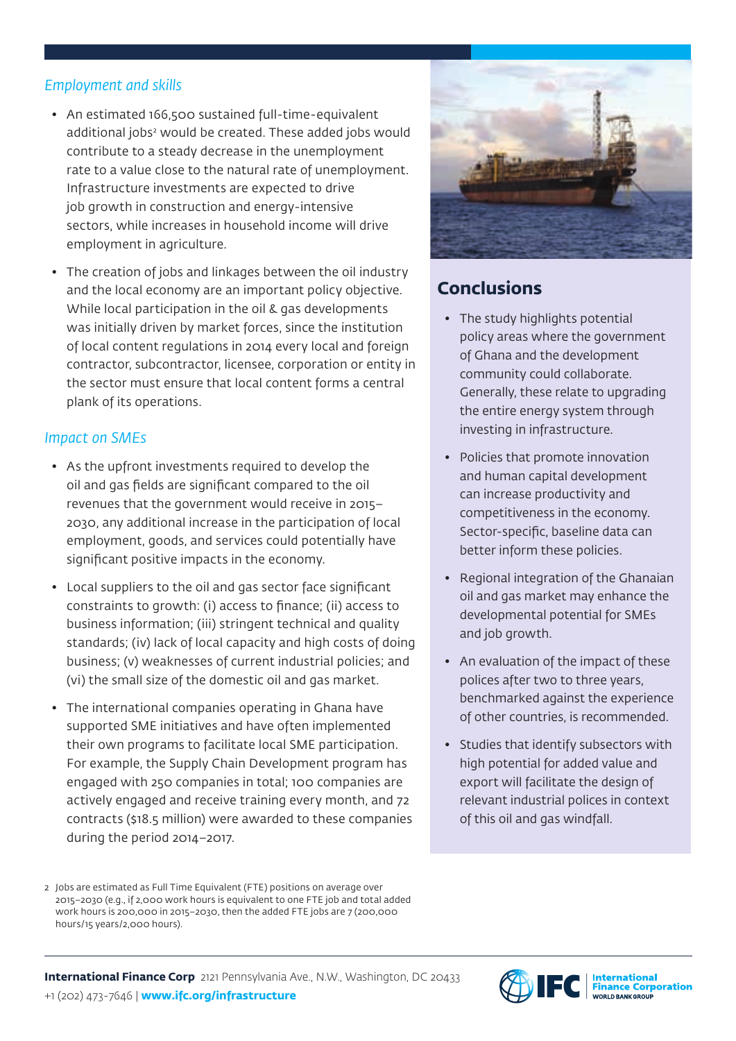*Employment and skills*

- An estimated 166,500 sustained full-time-equivalent additional jobs[2] would be created. These added jobs would contribute to a steady decrease in the unemployment rate to a value close to the natural rate of unemployment. Infrastructure investments are expected to drive job growth in construction and energy-intensive sectors, while increases in household income will drive employment in agriculture.
- The creation of jobs and linkages between the oil industry and the local economy are an important policy objective. While local participation in the oil & gas developments was initially driven by market forces, since the institution of local content regulations in 2014 every local and foreign contractor, subcontractor, licensee, corporation or entity in the sector must ensure that local content forms a central plank of its operations.

*Impact on SMEs*

- As the upfront investments required to develop the oil and gas fields are significant compared to the oil revenues that the government would receive in 2015–2030, any additional increase in the participation of local employment, goods, and services could potentially have significant positive impacts in the economy.
- Local suppliers to the oil and gas sector face significant constraints to growth: (i) access to finance; (ii) access to business information; (iii) stringent technical and quality standards; (iv) lack of local capacity and high costs of doing business; (v) weaknesses of current industrial policies; and (vi) the small size of the domestic oil and gas market.
- The international companies operating in Ghana have supported SME initiatives and have often implemented their own programs to facilitate local SME participation. For example, the Supply Chain Development program has engaged with 250 companies in total; 100 companies are actively engaged and receive training every month, and 72 contracts ($18.5 million) were awarded to these companies during the period 2014–2017.

## Conclusions

- The study highlights potential policy areas where the government of Ghana and the development community could collaborate. Generally, these relate to upgrading the entire energy system through investing in infrastructure.
- Policies that promote innovation and human capital development can increase productivity and competitiveness in the economy. Sector-specific, baseline data can better inform these policies.
- Regional integration of the Ghanaian oil and gas market may enhance the developmental potential for SMEs and job growth.
- An evaluation of the impact of these polices after two to three years, benchmarked against the experience of other countries, is recommended.
- Studies that identify subsectors with high potential for added value and export will facilitate the design of relevant industrial polices in context of this oil and gas windfall.

2 Jobs are estimated as Full Time Equivalent (FTE) positions on average over 2015–2030 (e.g., if 2,000 work hours is equivalent to one FTE job and total added work hours is 200,000 in 2015–2030, then the added FTE jobs are 7 (200,000 hours/15 years/2,000 hours).

**International Finance Corp** 2121 Pennsylvania Ave., N.W., Washington, DC 20433
+1 (202) 473-7646 | **www.ifc.org/infrastructure**